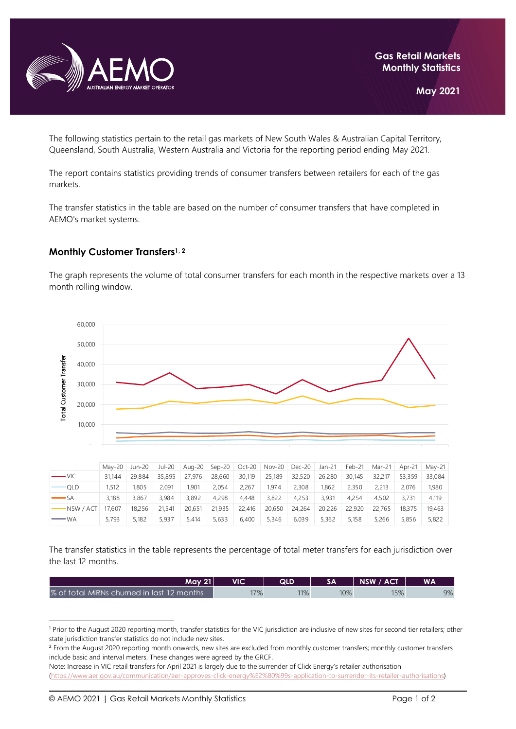# Gas Retail Markets Monthly Statistics

**May 2021**

The following statistics pertain to the retail gas markets of New South Wales & Australian Capital Territory, Queensland, South Australia, Western Australia and Victoria for the reporting period ending May 2021.

The report contains statistics providing trends of consumer transfers between retailers for each of the gas markets.

The transfer statistics in the table are based on the number of consumer transfers that have completed in AEMO's market systems.

## Monthly Customer Transfers[1, 2]

The graph represents the volume of total consumer transfers for each month in the respective markets over a 13 month rolling window.

| | May-20 | Jun-20 | Jul-20 | Aug-20 | Sep-20 | Oct-20 | Nov-20 | Dec-20 | Jan-21 | Feb-21 | Mar-21 | Apr-21 | May-21 |
|---|---|---|---|---|---|---|---|---|---|---|---|---|---|
| VIC | 31,144 | 29,884 | 35,895 | 27,976 | 28,660 | 30,119 | 25,189 | 32,520 | 26,280 | 30,145 | 32,217 | 53,359 | 33,084 |
| QLD | 1,512 | 1,805 | 2,091 | 1,901 | 2,054 | 2,267 | 1,974 | 2,308 | 1,862 | 2,350 | 2,213 | 2,076 | 1,980 |
| SA | 3,188 | 3,867 | 3,984 | 3,892 | 4,298 | 4,448 | 3,822 | 4,253 | 3,931 | 4,254 | 4,502 | 3,731 | 4,119 |
| NSW / ACT | 17,607 | 18,256 | 21,541 | 20,651 | 21,935 | 22,416 | 20,650 | 24,264 | 20,226 | 22,920 | 22,765 | 18,375 | 19,463 |
| WA | 5,793 | 5,182 | 5,937 | 5,414 | 5,633 | 6,400 | 5,346 | 6,039 | 5,362 | 5,158 | 5,266 | 5,856 | 5,822 |

The transfer statistics in the table represents the percentage of total meter transfers for each jurisdiction over the last 12 months.

| May 21 | VIC | QLD | SA | NSW / ACT | WA |
|---|---|---|---|---|---|
| % of total MIRNs churned in last 12 months | 17% | 11% | 10% | 15% | 9% |

[1] Prior to the August 2020 reporting month, transfer statistics for the VIC jurisdiction are inclusive of new sites for second tier retailers; other state jurisdiction transfer statistics do not include new sites.

[2] From the August 2020 reporting month onwards, new sites are excluded from monthly customer transfers; monthly customer transfers include basic and interval meters. These changes were agreed by the GRCF.

Note: Increase in VIC retail transfers for April 2021 is largely due to the surrender of Click Energy's retailer authorisation (https://www.aer.gov.au/communication/aer-approves-click-energy%E2%80%99s-application-to-surrender-its-retailer-authorisations)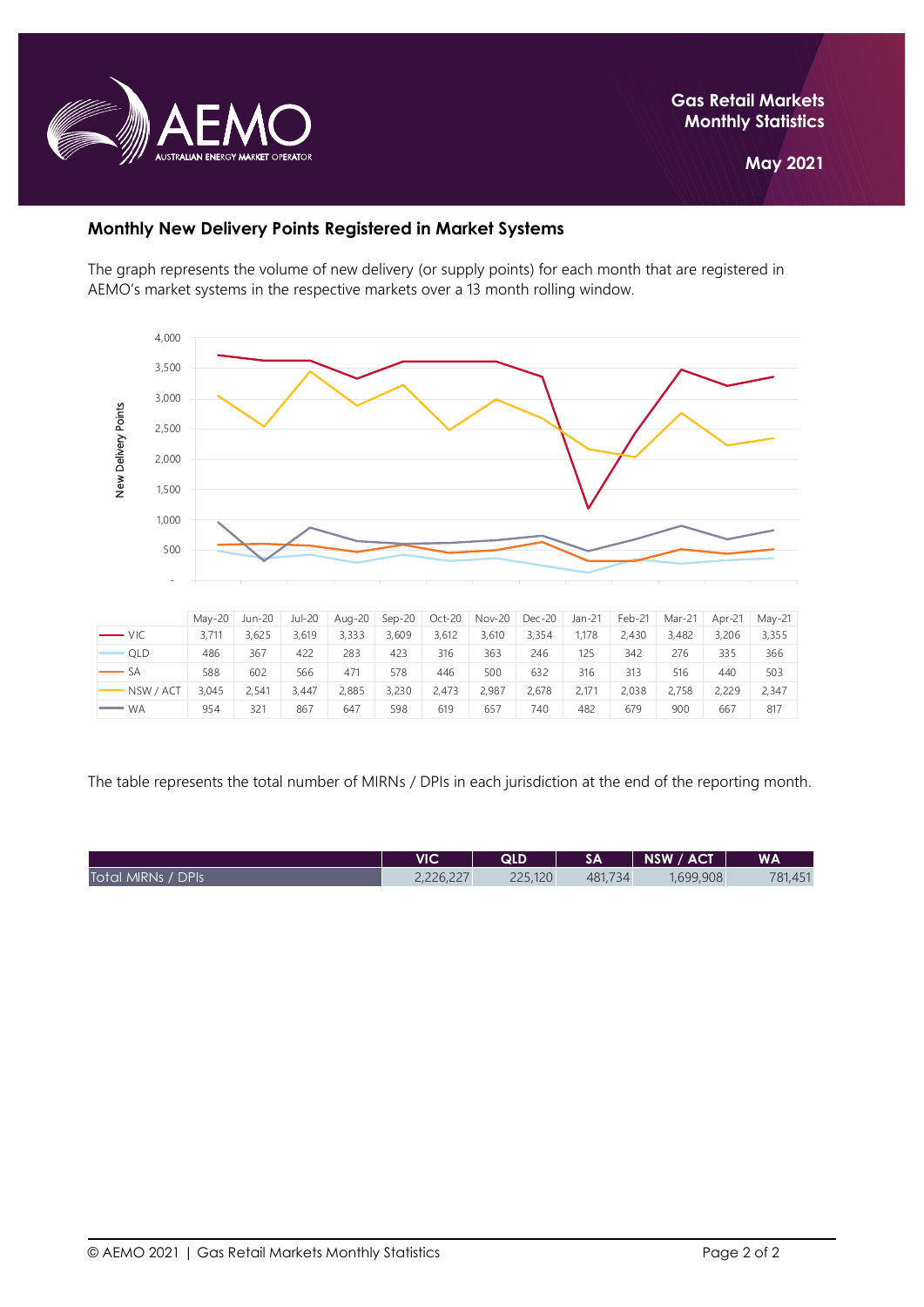## Monthly New Delivery Points Registered in Market Systems

The graph represents the volume of new delivery (or supply points) for each month that are registered in AEMO's market systems in the respective markets over a 13 month rolling window.

New Delivery Points

4,000
3,500
3,000
2,500
2,000
1,500
1,000
500
-

| | May-20 | Jun-20 | Jul-20 | Aug-20 | Sep-20 | Oct-20 | Nov-20 | Dec-20 | Jan-21 | Feb-21 | Mar-21 | Apr-21 | May-21 |
|---|---|---|---|---|---|---|---|---|---|---|---|---|---|
| VIC | 3,711 | 3,625 | 3,619 | 3,333 | 3,609 | 3,612 | 3,610 | 3,354 | 1,178 | 2,430 | 3,482 | 3,206 | 3,355 |
| QLD | 486 | 367 | 422 | 283 | 423 | 316 | 363 | 246 | 125 | 342 | 276 | 335 | 366 |
| SA | 588 | 602 | 566 | 471 | 578 | 446 | 500 | 632 | 316 | 313 | 516 | 440 | 503 |
| NSW / ACT | 3,045 | 2,541 | 3,447 | 2,885 | 3,230 | 2,473 | 2,987 | 2,678 | 2,171 | 2,038 | 2,758 | 2,229 | 2,347 |
| WA | 954 | 321 | 867 | 647 | 598 | 619 | 657 | 740 | 482 | 679 | 900 | 667 | 817 |

The table represents the total number of MIRNs / DPIs in each jurisdiction at the end of the reporting month.

| | VIC | QLD | SA | NSW / ACT | WA |
|---|---|---|---|---|---|
| Total MIRNs / DPIs | 2,226,227 | 225,120 | 481,734 | 1,699,908 | 781,451 |